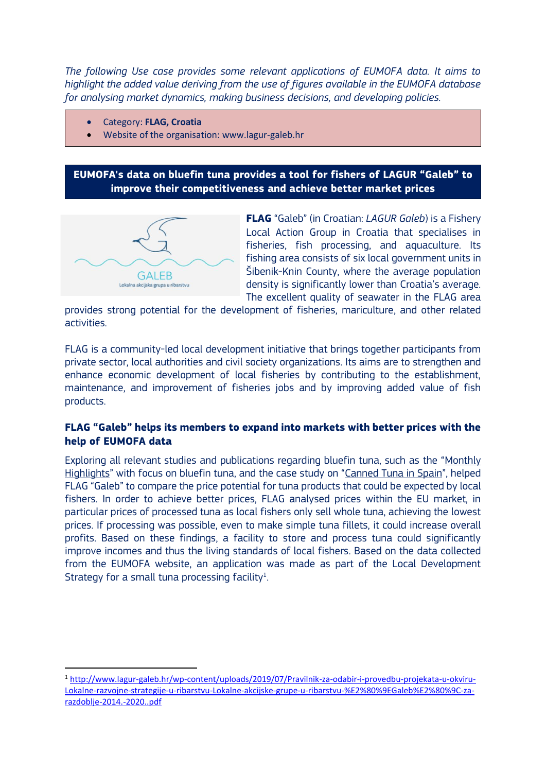*The following Use case provides some relevant applications of EUMOFA data. It aims to highlight the added value deriving from the use of figures available in the EUMOFA database for analysing market dynamics, making business decisions, and developing policies.*

- Category: **FLAG, Croatia**
- Website of the organisation: www.lagur-galeb.hr

## EUMOFA's data on bluefin tuna provides a tool for fishers of LAGUR "Galeb" to improve their competitiveness and achieve better market prices

**FLAG** "Galeb" (in Croatian: *LAGUR Galeb*) is a Fishery Local Action Group in Croatia that specialises in fisheries, fish processing, and aquaculture. Its fishing area consists of six local government units in Šibenik-Knin County, where the average population density is significantly lower than Croatia's average. The excellent quality of seawater in the FLAG area provides strong potential for the development of fisheries, mariculture, and other related activities.

FLAG is a community-led local development initiative that brings together participants from private sector, local authorities and civil society organizations. Its aims are to strengthen and enhance economic development of local fisheries by contributing to the establishment, maintenance, and improvement of fisheries jobs and by improving added value of fish products.

### FLAG "Galeb" helps its members to expand into markets with better prices with the help of EUMOFA data

Exploring all relevant studies and publications regarding bluefin tuna, such as the "Monthly Highlights" with focus on bluefin tuna, and the case study on "Canned Tuna in Spain", helped FLAG "Galeb" to compare the price potential for tuna products that could be expected by local fishers. In order to achieve better prices, FLAG analysed prices within the EU market, in particular prices of processed tuna as local fishers only sell whole tuna, achieving the lowest prices. If processing was possible, even to make simple tuna fillets, it could increase overall profits. Based on these findings, a facility to store and process tuna could significantly improve incomes and thus the living standards of local fishers. Based on the data collected from the EUMOFA website, an application was made as part of the Local Development Strategy for a small tuna processing facility[1].

[1] http://www.lagur-galeb.hr/wp-content/uploads/2019/07/Pravilnik-za-odabir-i-provedbu-projekata-u-okviru-Lokalne-razvojne-strategije-u-ribarstvu-Lokalne-akcijske-grupe-u-ribarstvu-%E2%80%9EGaleb%E2%80%9C-za-razdoblje-2014.-2020..pdf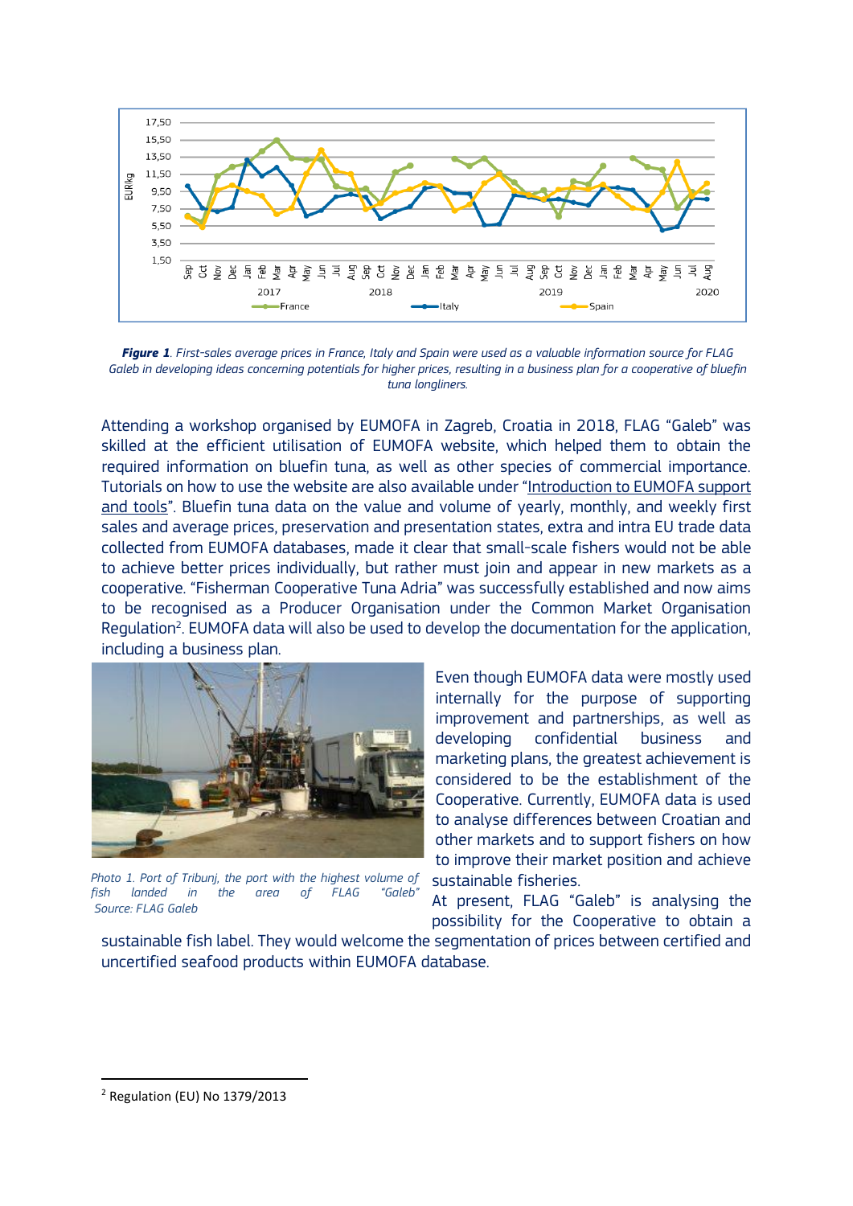17,50
15,50
13,50
11,50
9,50
7,50
5,50
3,50
1,50

EUR/kg

Sep Oct Nov Dec Jan Feb Mar Apr May Jun Jul Aug Sep Oct Nov Dec Jan Feb Mar Apr May Jun Jul Aug Sep Oct Nov Dec Jan Feb Mar Apr May Jun Jul Aug

2017 2018 2019 2020

France Italy Spain

***Figure 1****. First-sales average prices in France, Italy and Spain were used as a valuable information source for FLAG Galeb in developing ideas concerning potentials for higher prices, resulting in a business plan for a cooperative of bluefin tuna longliners.*

Attending a workshop organised by EUMOFA in Zagreb, Croatia in 2018, FLAG "Galeb" was skilled at the efficient utilisation of EUMOFA website, which helped them to obtain the required information on bluefin tuna, as well as other species of commercial importance. Tutorials on how to use the website are also available under "Introduction to EUMOFA support and tools". Bluefin tuna data on the value and volume of yearly, monthly, and weekly first sales and average prices, preservation and presentation states, extra and intra EU trade data collected from EUMOFA databases, made it clear that small-scale fishers would not be able to achieve better prices individually, but rather must join and appear in new markets as a cooperative. "Fisherman Cooperative Tuna Adria" was successfully established and now aims to be recognised as a Producer Organisation under the Common Market Organisation Regulation[2]. EUMOFA data will also be used to develop the documentation for the application, including a business plan.

*Photo 1. Port of Tribunj, the port with the highest volume of fish landed in the area of FLAG "Galeb" Source: FLAG Galeb*

Even though EUMOFA data were mostly used internally for the purpose of supporting improvement and partnerships, as well as developing confidential business and marketing plans, the greatest achievement is considered to be the establishment of the Cooperative. Currently, EUMOFA data is used to analyse differences between Croatian and other markets and to support fishers on how to improve their market position and achieve sustainable fisheries.

At present, FLAG "Galeb" is analysing the possibility for the Cooperative to obtain a sustainable fish label. They would welcome the segmentation of prices between certified and uncertified seafood products within EUMOFA database.

[2] Regulation (EU) No 1379/2013